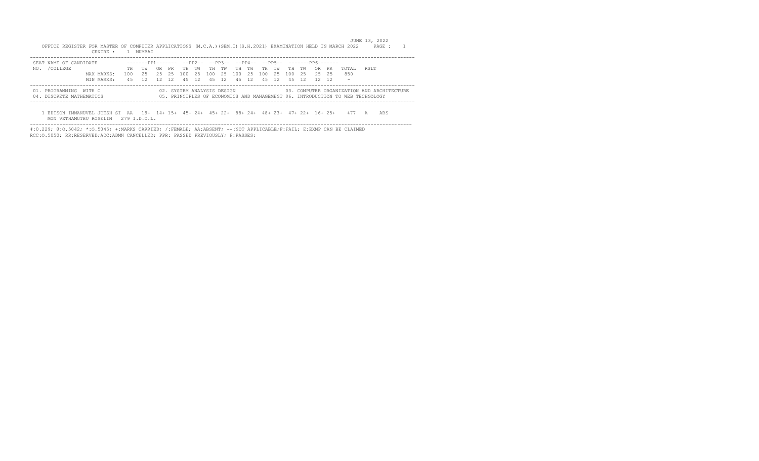JUNE 13, 2022

OFFICE REGISTER FOR MASTER OF COMPUTER APPLICATIONS (M.C.A.)(SEM.I)(S.H.2021) EXAMINATION HELD IN MARCH 2022

CENTRE : 1 MUMBAI

| SEAT NO. | NAME OF CANDIDATE /COLLEGE | | PP1 TH | PP1 TW | PP1 OR | PP1 PR | PP2 TH | PP2 TW | PP3 TH | PP3 TW | PP4 TH | PP4 TW | PP5 TH | PP5 TW | PP6 TH | PP6 TW | PP6 OR | PP6 PR | TOTAL | RSLT |
|---|---|---|---|---|---|---|---|---|---|---|---|---|---|---|---|---|---|---|---|---|
| | | MAX MARKS: | 100 | 25 | 25 | 25 | 100 | 25 | 100 | 25 | 100 | 25 | 100 | 25 | 100 | 25 | 25 | 25 | 850 | |
| | | MIN MARKS: | 45 | 12 | 12 | 12 | 45 | 12 | 45 | 12 | 45 | 12 | 45 | 12 | 45 | 12 | 12 | 12 | - | |
| 1 | EDISON IMMANUVEL JOESH SI MON VETHAMUTHU ROSELIN 279 I.D.O.L. | AA | 19+ | 14+ | 15+ | 45+ | 24+ | 45+ | 22+ | 88+ | 24+ | 48+ | 23+ | 47+ | 22+ | 16+ | 25+ | | 477 | A ABS |

01. PROGRAMMING WITH C  
02. SYSTEM ANALYSIS DESIGN  
03. COMPUTER ORGANIZATION AND ARCHITECTURE  
04. DISCRETE MATHEMATICS  
05. PRINCIPLES OF ECONOMICS AND MANAGEMENT  
06. INTRODUCTION TO WEB TECHNOLOGY

#:0.229; @:O.5042; *:O.5045; +:MARKS CARRIED; /:FEMALE; AA:ABSENT; --:NOT APPLICABLE;F:FAIL; E:EXMP CAN BE CLAIMED
RCC:O.5050; RR:RESERVED;ADC:ADMN CANCELLED; PPR: PASSED PREVIOUSLY; P:PASSES;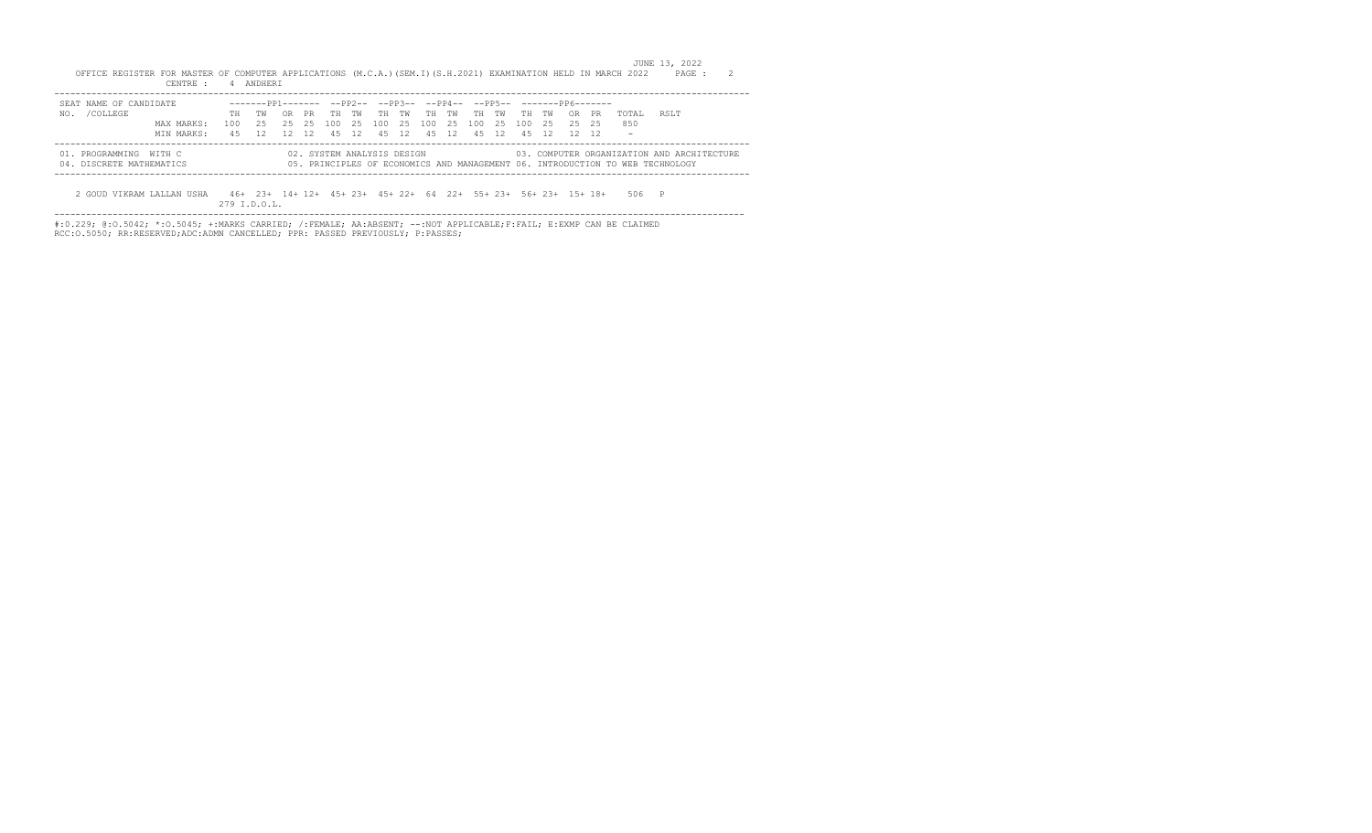JUNE 13, 2022

OFFICE REGISTER FOR MASTER OF COMPUTER APPLICATIONS (M.C.A.)(SEM.I)(S.H.2021) EXAMINATION HELD IN MARCH 2022

CENTRE : 4 ANDHERI

| SEAT NO. | NAME OF CANDIDATE /COLLEGE | | PP1 | | | | PP2 | | PP3 | | PP4 | | PP5 | | PP6 | | | | TOTAL | RSLT |
|---|---|---|---|---|---|---|---|---|---|---|---|---|---|---|---|---|---|---|---|---|
| | | | TH | TW | OR | PR | TH | TW | TH | TW | TH | TW | TH | TW | TH | TW | OR | PR | | |
| | | MAX MARKS: | 100 | 25 | 25 | 25 | 100 | 25 | 100 | 25 | 100 | 25 | 100 | 25 | 100 | 25 | 25 | 25 | 850 | |
| | | MIN MARKS: | 45 | 12 | 12 | 12 | 45 | 12 | 45 | 12 | 45 | 12 | 45 | 12 | 45 | 12 | 12 | 12 | - | |
| 2 | GOUD VIKRAM LALLAN USHA<br>279 I.D.O.L. | | 46+ | 23+ | 14+ | 12+ | 45+ | 23+ | 45+ | 22+ | 64 | 22+ | 55+ | 23+ | 56+ | 23+ | 15+ | 18+ | 506 | P |

01. PROGRAMMING WITH C
02. SYSTEM ANALYSIS DESIGN
03. COMPUTER ORGANIZATION AND ARCHITECTURE
04. DISCRETE MATHEMATICS
05. PRINCIPLES OF ECONOMICS AND MANAGEMENT
06. INTRODUCTION TO WEB TECHNOLOGY

#:O.229; @:O.5042; *:O.5045; +:MARKS CARRIED; /:FEMALE; AA:ABSENT; --:NOT APPLICABLE;F:FAIL; E:EXMP CAN BE CLAIMED
RCC:O.5050; RR:RESERVED;ADC:ADMN CANCELLED; PPR: PASSED PREVIOUSLY; P:PASSES;